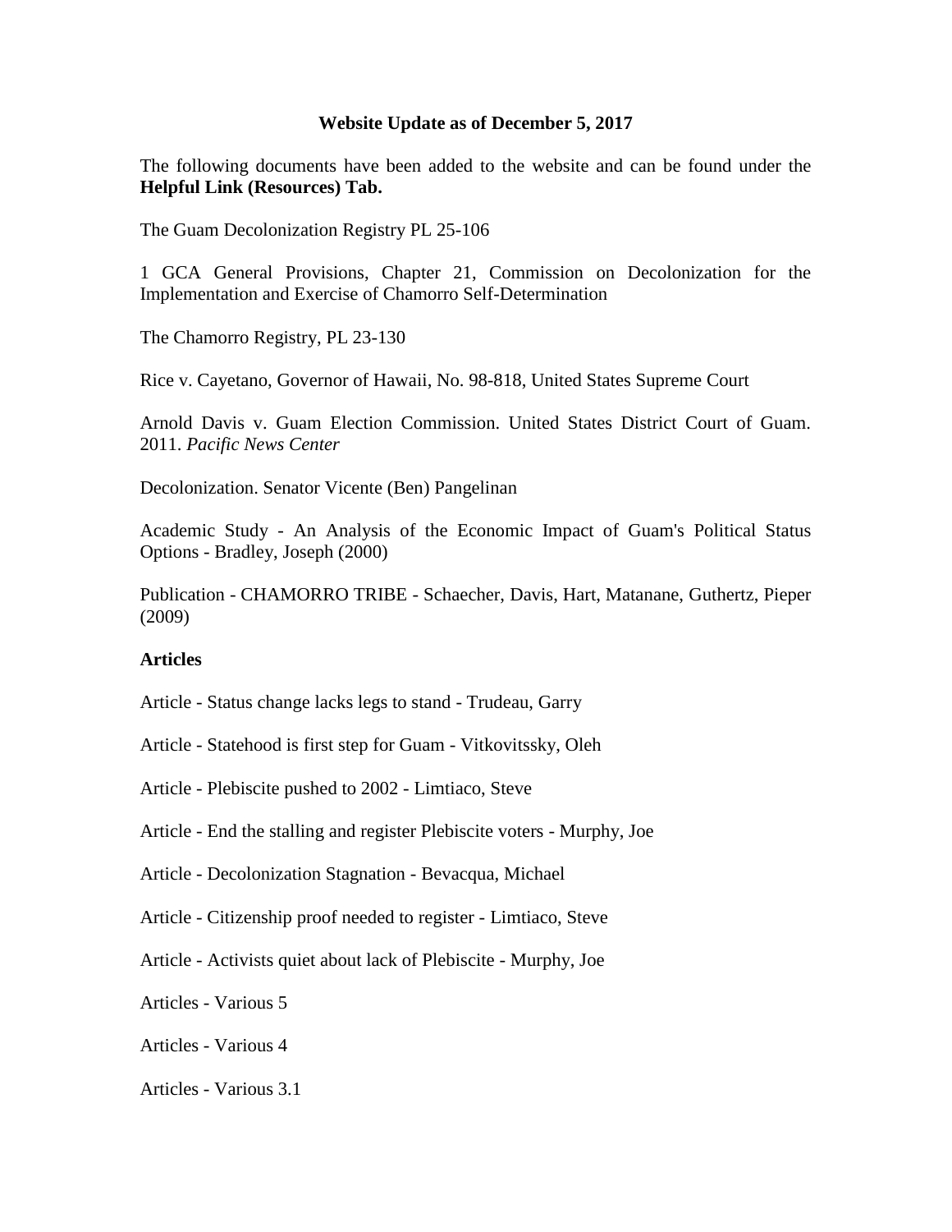# Website Update as of December 5, 2017

The following documents have been added to the website and can be found under the **Helpful Link (Resources) Tab.**

The Guam Decolonization Registry PL 25-106

1 GCA General Provisions, Chapter 21, Commission on Decolonization for the Implementation and Exercise of Chamorro Self-Determination

The Chamorro Registry, PL 23-130

Rice v. Cayetano, Governor of Hawaii, No. 98-818, United States Supreme Court

Arnold Davis v. Guam Election Commission. United States District Court of Guam. 2011. *Pacific News Center*

Decolonization. Senator Vicente (Ben) Pangelinan

Academic Study - An Analysis of the Economic Impact of Guam's Political Status Options - Bradley, Joseph (2000)

Publication - CHAMORRO TRIBE - Schaecher, Davis, Hart, Matanane, Guthertz, Pieper (2009)

## Articles

Article - Status change lacks legs to stand - Trudeau, Garry

Article - Statehood is first step for Guam - Vitkovitssky, Oleh

Article - Plebiscite pushed to 2002 - Limtiaco, Steve

Article - End the stalling and register Plebiscite voters - Murphy, Joe

Article - Decolonization Stagnation - Bevacqua, Michael

Article - Citizenship proof needed to register - Limtiaco, Steve

Article - Activists quiet about lack of Plebiscite - Murphy, Joe

Articles - Various 5

Articles - Various 4

Articles - Various 3.1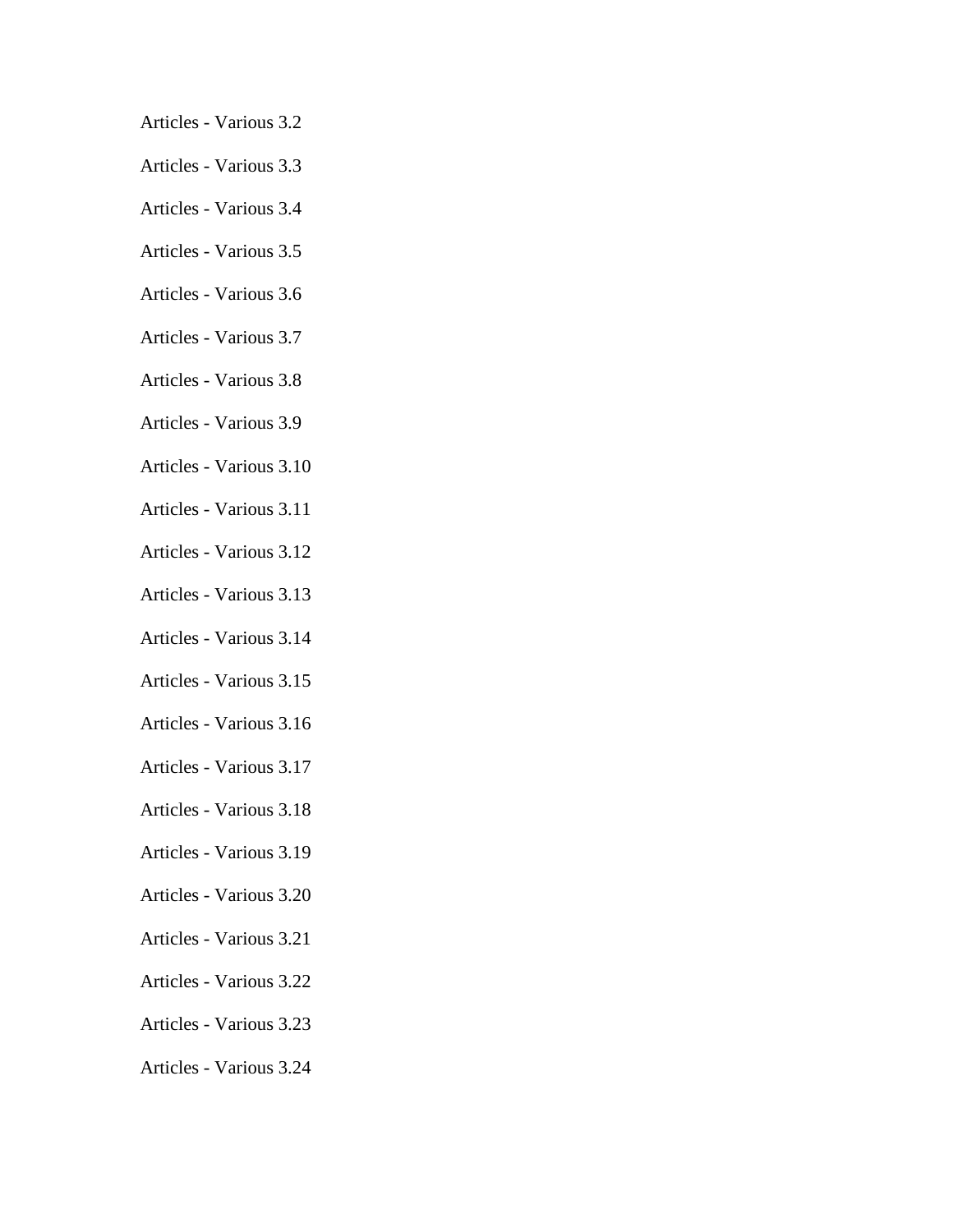Articles - Various 3.2

Articles - Various 3.3

Articles - Various 3.4

Articles - Various 3.5

Articles - Various 3.6

Articles - Various 3.7

Articles - Various 3.8

Articles - Various 3.9

Articles - Various 3.10

Articles - Various 3.11

Articles - Various 3.12

Articles - Various 3.13

Articles - Various 3.14

Articles - Various 3.15

Articles - Various 3.16

Articles - Various 3.17

Articles - Various 3.18

Articles - Various 3.19

Articles - Various 3.20

Articles - Various 3.21

Articles - Various 3.22

Articles - Various 3.23

Articles - Various 3.24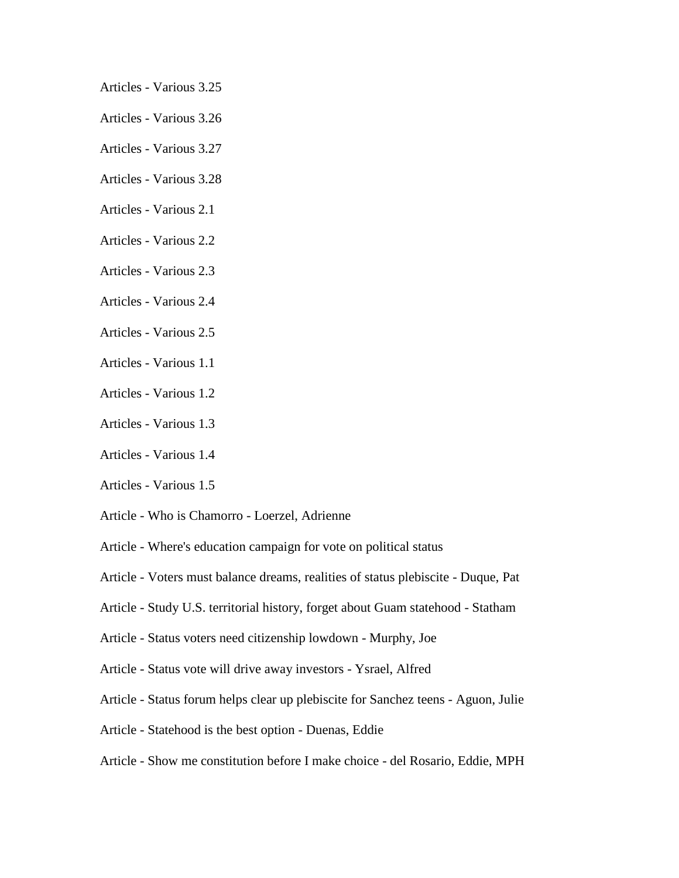Articles - Various 3.25

Articles - Various 3.26

Articles - Various 3.27

Articles - Various 3.28

Articles - Various 2.1

Articles - Various 2.2

Articles - Various 2.3

Articles - Various 2.4

Articles - Various 2.5

Articles - Various 1.1

Articles - Various 1.2

Articles - Various 1.3

Articles - Various 1.4

Articles - Various 1.5

Article - Who is Chamorro - Loerzel, Adrienne

Article - Where's education campaign for vote on political status

Article - Voters must balance dreams, realities of status plebiscite - Duque, Pat

Article - Study U.S. territorial history, forget about Guam statehood - Statham

Article - Status voters need citizenship lowdown - Murphy, Joe

Article - Status vote will drive away investors - Ysrael, Alfred

Article - Status forum helps clear up plebiscite for Sanchez teens - Aguon, Julie

Article - Statehood is the best option - Duenas, Eddie

Article - Show me constitution before I make choice - del Rosario, Eddie, MPH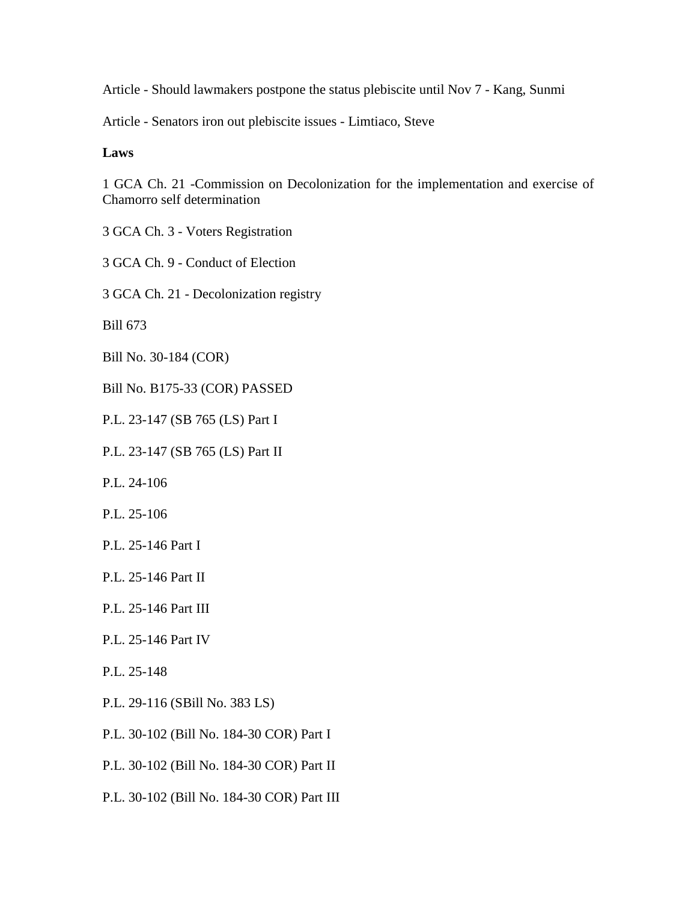Article - Should lawmakers postpone the status plebiscite until Nov 7 - Kang, Sunmi

Article - Senators iron out plebiscite issues - Limtiaco, Steve

**Laws**

1 GCA Ch. 21 -Commission on Decolonization for the implementation and exercise of Chamorro self determination

3 GCA Ch. 3 - Voters Registration

3 GCA Ch. 9 - Conduct of Election

3 GCA Ch. 21 - Decolonization registry

Bill 673

Bill No. 30-184 (COR)

Bill No. B175-33 (COR) PASSED

P.L. 23-147 (SB 765 (LS) Part I

P.L. 23-147 (SB 765 (LS) Part II

P.L. 24-106

P.L. 25-106

P.L. 25-146 Part I

P.L. 25-146 Part II

P.L. 25-146 Part III

P.L. 25-146 Part IV

P.L. 25-148

P.L. 29-116 (SBill No. 383 LS)

P.L. 30-102 (Bill No. 184-30 COR) Part I

P.L. 30-102 (Bill No. 184-30 COR) Part II

P.L. 30-102 (Bill No. 184-30 COR) Part III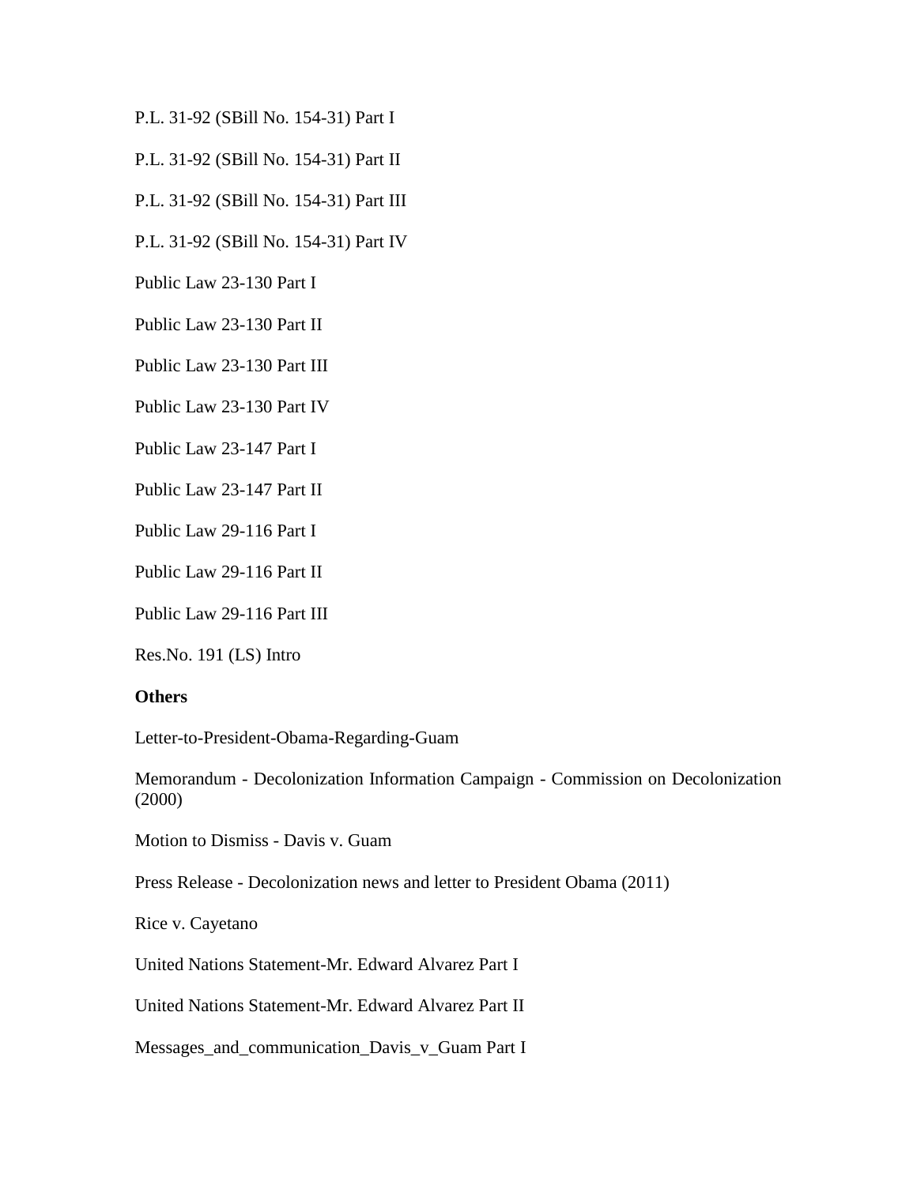P.L. 31-92 (SBill No. 154-31) Part I

P.L. 31-92 (SBill No. 154-31) Part II

P.L. 31-92 (SBill No. 154-31) Part III

P.L. 31-92 (SBill No. 154-31) Part IV

Public Law 23-130 Part I

Public Law 23-130 Part II

Public Law 23-130 Part III

Public Law 23-130 Part IV

Public Law 23-147 Part I

Public Law 23-147 Part II

Public Law 29-116 Part I

Public Law 29-116 Part II

Public Law 29-116 Part III

Res.No. 191 (LS) Intro

**Others**

Letter-to-President-Obama-Regarding-Guam

Memorandum - Decolonization Information Campaign - Commission on Decolonization (2000)

Motion to Dismiss - Davis v. Guam

Press Release - Decolonization news and letter to President Obama (2011)

Rice v. Cayetano

United Nations Statement-Mr. Edward Alvarez Part I

United Nations Statement-Mr. Edward Alvarez Part II

Messages_and_communication_Davis_v_Guam Part I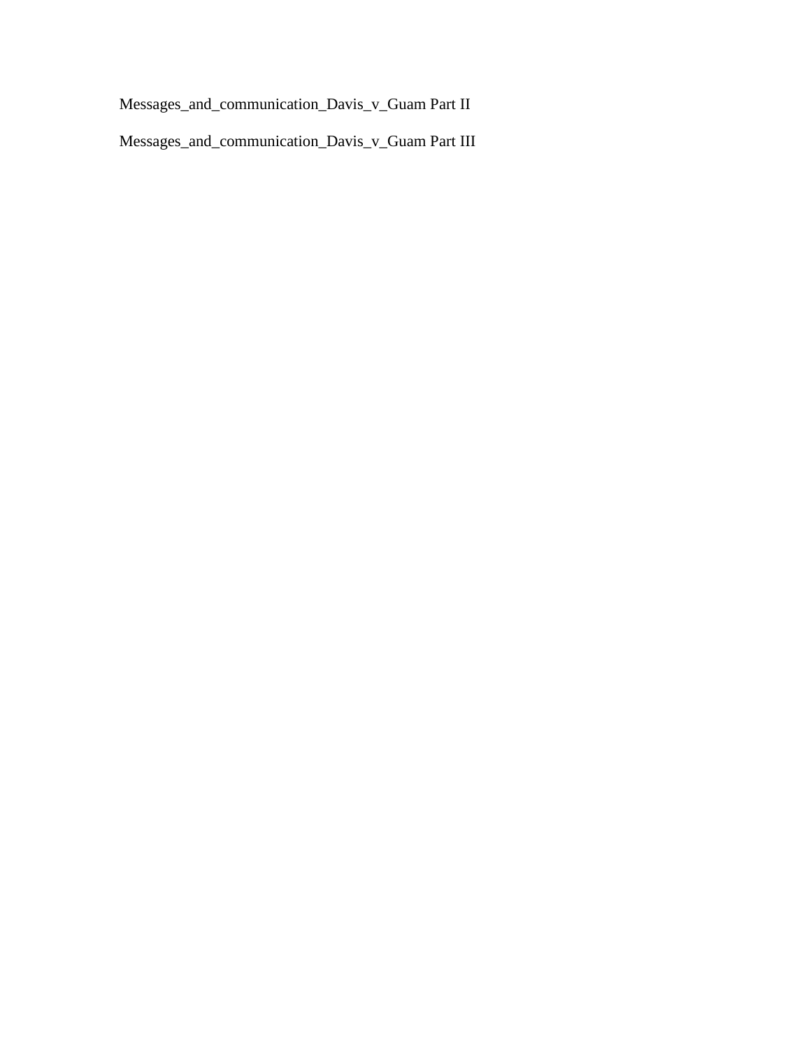Messages_and_communication_Davis_v_Guam Part II

Messages_and_communication_Davis_v_Guam Part III